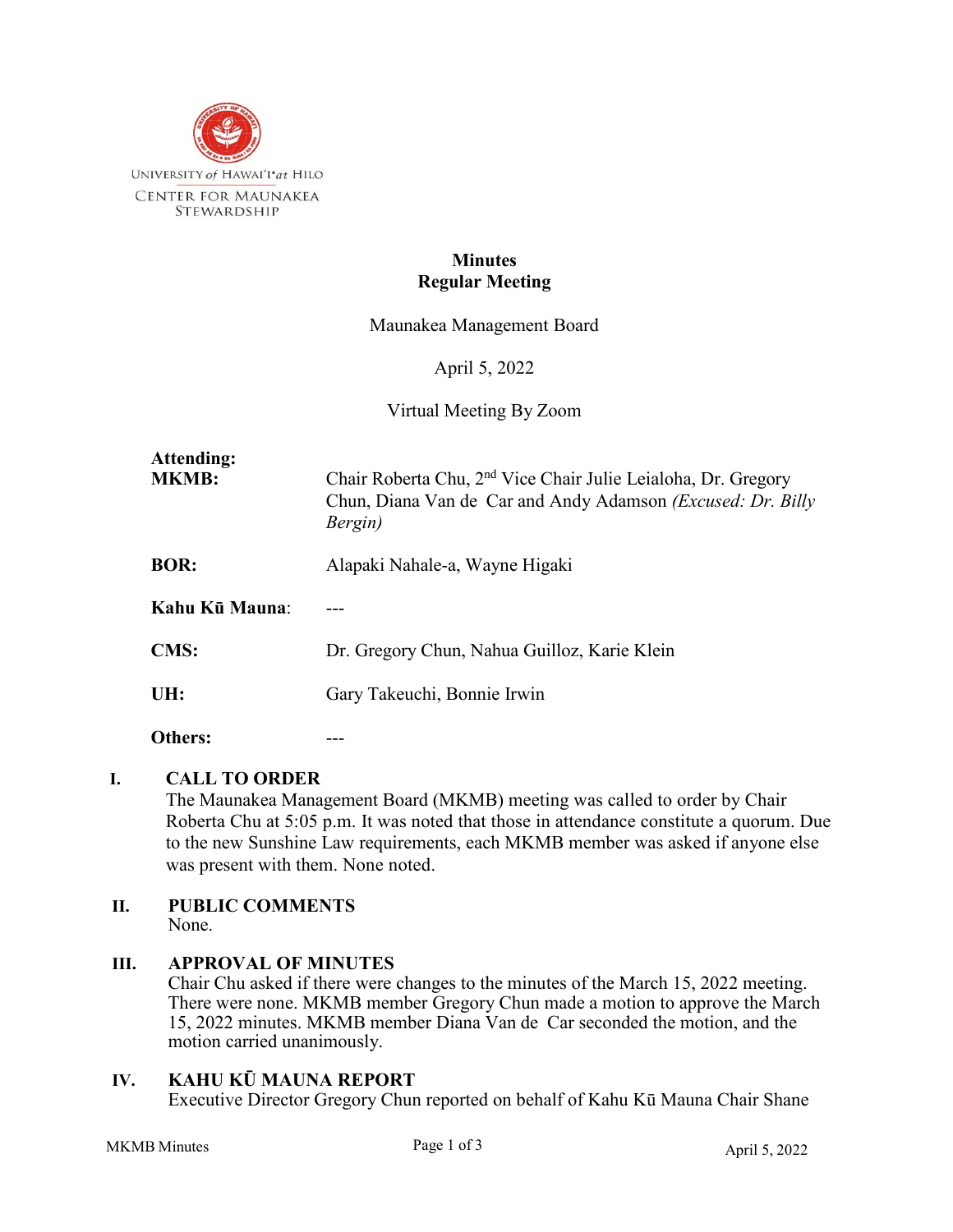UNIVERSITY *of* HAWAIʻI *at* HILO
CENTER FOR MAUNAKEA STEWARDSHIP

# Minutes
## Regular Meeting

Maunakea Management Board

April 5, 2022

Virtual Meeting By Zoom

**Attending:**

| | |
|---|---|
| **MKMB:** | Chair Roberta Chu, 2nd Vice Chair Julie Leialoha, Dr. Gregory Chun, Diana Van de Car and Andy Adamson *(Excused: Dr. Billy Bergin)* |
| **BOR:** | Alapaki Nahale-a, Wayne Higaki |
| **Kahu Kū Mauna**: | --- |
| **CMS:** | Dr. Gregory Chun, Nahua Guilloz, Karie Klein |
| **UH:** | Gary Takeuchi, Bonnie Irwin |
| **Others:** | --- |

### I. CALL TO ORDER

The Maunakea Management Board (MKMB) meeting was called to order by Chair Roberta Chu at 5:05 p.m. It was noted that those in attendance constitute a quorum. Due to the new Sunshine Law requirements, each MKMB member was asked if anyone else was present with them. None noted.

### II. PUBLIC COMMENTS

None.

### III. APPROVAL OF MINUTES

Chair Chu asked if there were changes to the minutes of the March 15, 2022 meeting. There were none. MKMB member Gregory Chun made a motion to approve the March 15, 2022 minutes. MKMB member Diana Van de Car seconded the motion, and the motion carried unanimously.

### IV. KAHU KŪ MAUNA REPORT

Executive Director Gregory Chun reported on behalf of Kahu Kū Mauna Chair Shane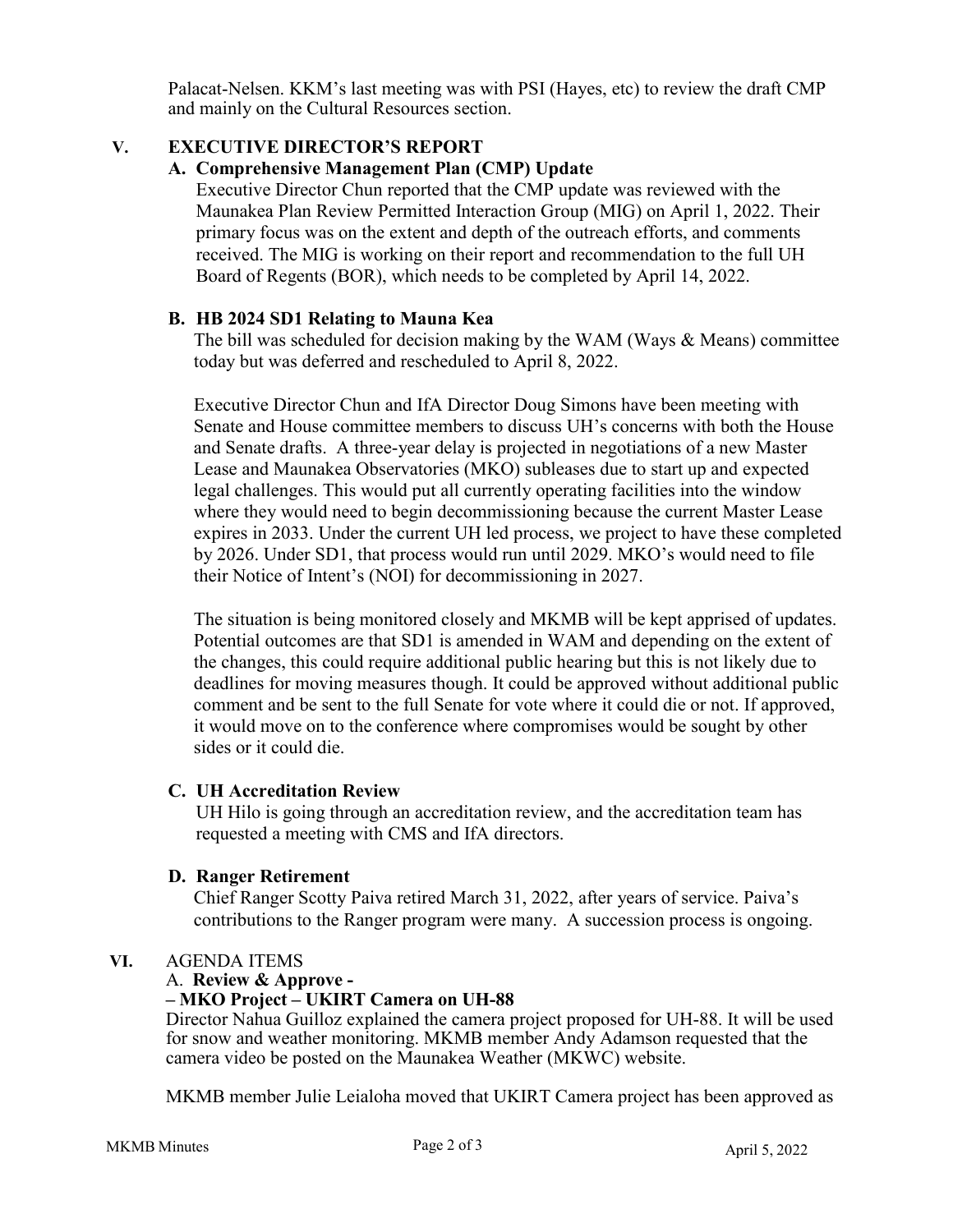Palacat-Nelsen. KKM's last meeting was with PSI (Hayes, etc) to review the draft CMP and mainly on the Cultural Resources section.

## V. EXECUTIVE DIRECTOR'S REPORT

### A. Comprehensive Management Plan (CMP) Update

Executive Director Chun reported that the CMP update was reviewed with the Maunakea Plan Review Permitted Interaction Group (MIG) on April 1, 2022. Their primary focus was on the extent and depth of the outreach efforts, and comments received. The MIG is working on their report and recommendation to the full UH Board of Regents (BOR), which needs to be completed by April 14, 2022.

### B. HB 2024 SD1 Relating to Mauna Kea

The bill was scheduled for decision making by the WAM (Ways & Means) committee today but was deferred and rescheduled to April 8, 2022.

Executive Director Chun and IfA Director Doug Simons have been meeting with Senate and House committee members to discuss UH's concerns with both the House and Senate drafts. A three-year delay is projected in negotiations of a new Master Lease and Maunakea Observatories (MKO) subleases due to start up and expected legal challenges. This would put all currently operating facilities into the window where they would need to begin decommissioning because the current Master Lease expires in 2033. Under the current UH led process, we project to have these completed by 2026. Under SD1, that process would run until 2029. MKO's would need to file their Notice of Intent's (NOI) for decommissioning in 2027.

The situation is being monitored closely and MKMB will be kept apprised of updates. Potential outcomes are that SD1 is amended in WAM and depending on the extent of the changes, this could require additional public hearing but this is not likely due to deadlines for moving measures though. It could be approved without additional public comment and be sent to the full Senate for vote where it could die or not. If approved, it would move on to the conference where compromises would be sought by other sides or it could die.

### C. UH Accreditation Review

UH Hilo is going through an accreditation review, and the accreditation team has requested a meeting with CMS and IfA directors.

### D. Ranger Retirement

Chief Ranger Scotty Paiva retired March 31, 2022, after years of service. Paiva's contributions to the Ranger program were many. A succession process is ongoing.

## VI. AGENDA ITEMS

A. **Review & Approve -**
**– MKO Project – UKIRT Camera on UH-88**

Director Nahua Guilloz explained the camera project proposed for UH-88. It will be used for snow and weather monitoring. MKMB member Andy Adamson requested that the camera video be posted on the Maunakea Weather (MKWC) website.

MKMB member Julie Leialoha moved that UKIRT Camera project has been approved as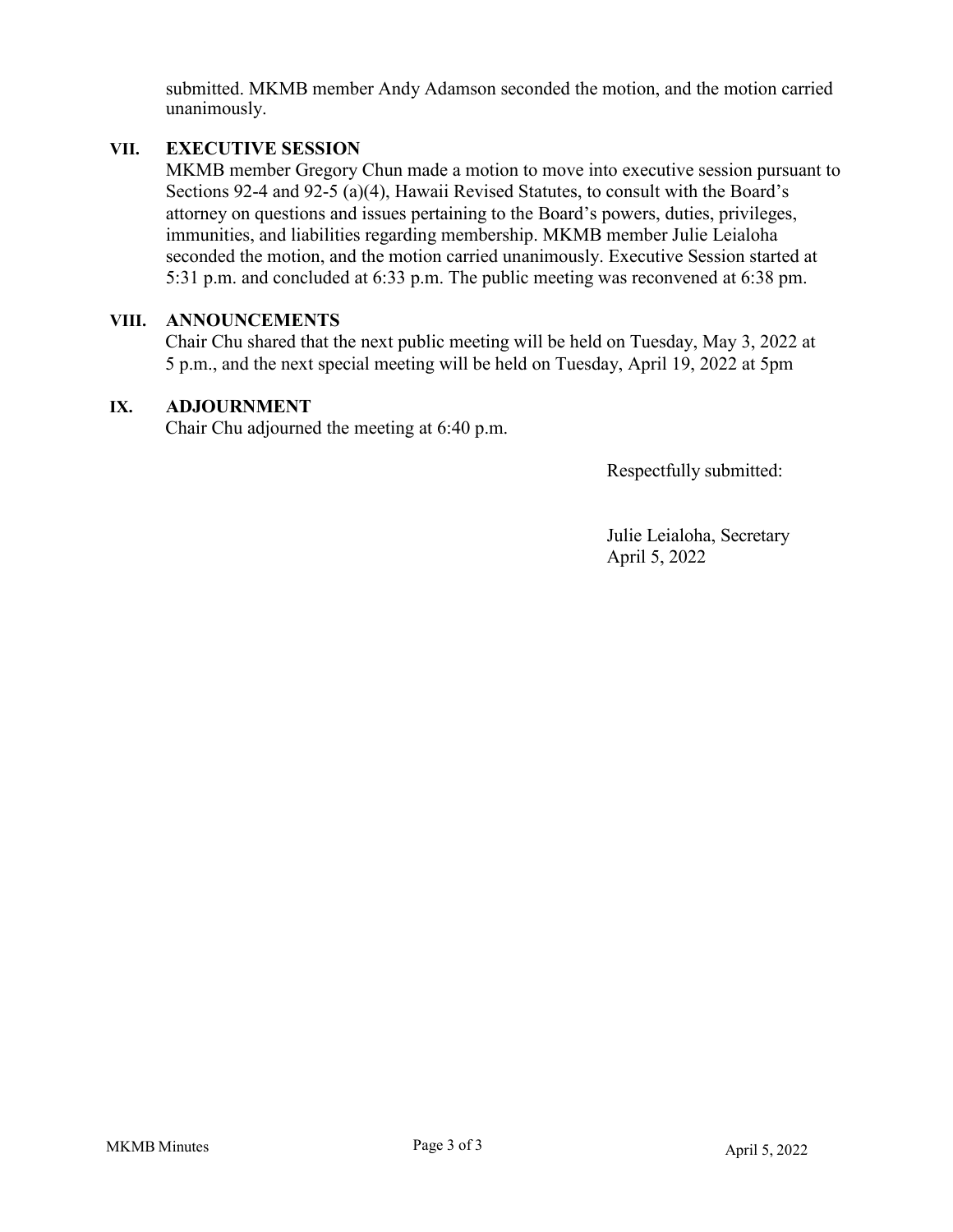submitted. MKMB member Andy Adamson seconded the motion, and the motion carried unanimously.

## VII. EXECUTIVE SESSION

MKMB member Gregory Chun made a motion to move into executive session pursuant to Sections 92-4 and 92-5 (a)(4), Hawaii Revised Statutes, to consult with the Board's attorney on questions and issues pertaining to the Board's powers, duties, privileges, immunities, and liabilities regarding membership. MKMB member Julie Leialoha seconded the motion, and the motion carried unanimously. Executive Session started at 5:31 p.m. and concluded at 6:33 p.m. The public meeting was reconvened at 6:38 pm.

## VIII. ANNOUNCEMENTS

Chair Chu shared that the next public meeting will be held on Tuesday, May 3, 2022 at 5 p.m., and the next special meeting will be held on Tuesday, April 19, 2022 at 5pm

## IX. ADJOURNMENT

Chair Chu adjourned the meeting at 6:40 p.m.

Respectfully submitted:

Julie Leialoha, Secretary
April 5, 2022